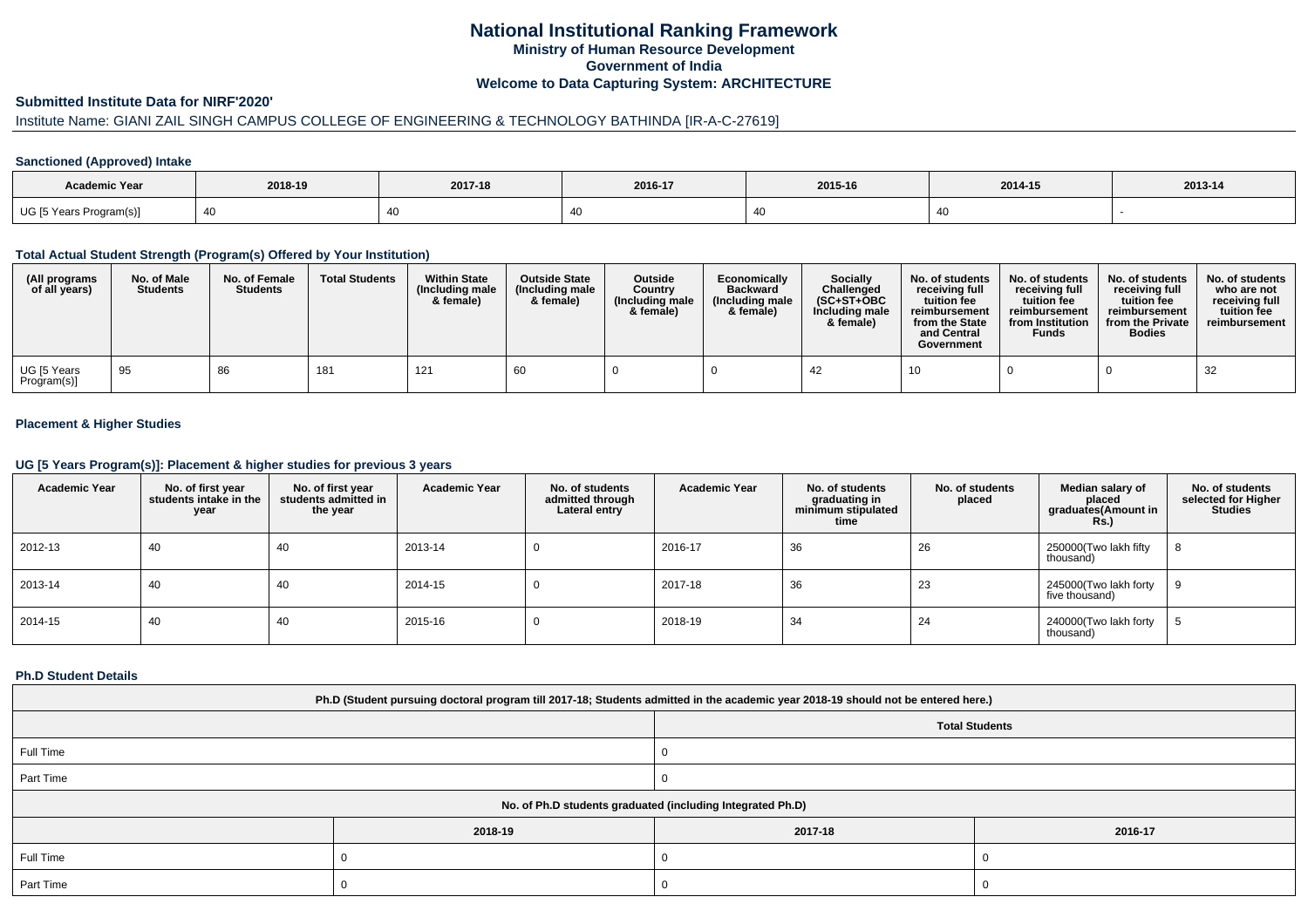# National Institutional Ranking Framework

## Ministry of Human Resource Development

## Government of India

## Welcome to Data Capturing System: ARCHITECTURE

### Submitted Institute Data for NIRF'2020'

Institute Name: GIANI ZAIL SINGH CAMPUS COLLEGE OF ENGINEERING & TECHNOLOGY BATHINDA [IR-A-C-27619]

#### Sanctioned (Approved) Intake

| Academic Year | 2018-19 | 2017-18 | 2016-17 | 2015-16 | 2014-15 | 2013-14 |
|---|---|---|---|---|---|---|
| UG [5 Years Program(s)] | 40 | 40 | 40 | 40 | 40 | - |

#### Total Actual Student Strength (Program(s) Offered by Your Institution)

| (All programs of all years) | No. of Male Students | No. of Female Students | Total Students | Within State (Including male & female) | Outside State (Including male & female) | Outside Country (Including male & female) | Economically Backward (Including male & female) | Socially Challenged (SC+ST+OBC Including male & female) | No. of students receiving full tuition fee reimbursement from the State and Central Government | No. of students receiving full tuition fee reimbursement from Institution Funds | No. of students receiving full tuition fee reimbursement from the Private Bodies | No. of students who are not receiving full tuition fee reimbursement |
|---|---|---|---|---|---|---|---|---|---|---|---|---|
| UG [5 Years Program(s)] | 95 | 86 | 181 | 121 | 60 | 0 | 0 | 42 | 10 | 0 | 0 | 32 |

#### Placement & Higher Studies

#### UG [5 Years Program(s)]: Placement & higher studies for previous 3 years

| Academic Year | No. of first year students intake in the year | No. of first year students admitted in the year | Academic Year | No. of students admitted through Lateral entry | Academic Year | No. of students graduating in minimum stipulated time | No. of students placed | Median salary of placed graduates(Amount in Rs.) | No. of students selected for Higher Studies |
|---|---|---|---|---|---|---|---|---|---|
| 2012-13 | 40 | 40 | 2013-14 | 0 | 2016-17 | 36 | 26 | 250000(Two lakh fifty thousand) | 8 |
| 2013-14 | 40 | 40 | 2014-15 | 0 | 2017-18 | 36 | 23 | 245000(Two lakh forty five thousand) | 9 |
| 2014-15 | 40 | 40 | 2015-16 | 0 | 2018-19 | 34 | 24 | 240000(Two lakh forty thousand) | 5 |

#### Ph.D Student Details

| Ph.D (Student pursuing doctoral program till 2017-18; Students admitted in the academic year 2018-19 should not be entered here.) | | |
|---|---|---|
| | Total Students | |
| Full Time | 0 | |
| Part Time | 0 | |
| No. of Ph.D students graduated (including Integrated Ph.D) | | |
| | 2018-19 | 2017-18 | 2016-17 |
| Full Time | 0 | 0 | 0 |
| Part Time | 0 | 0 | 0 |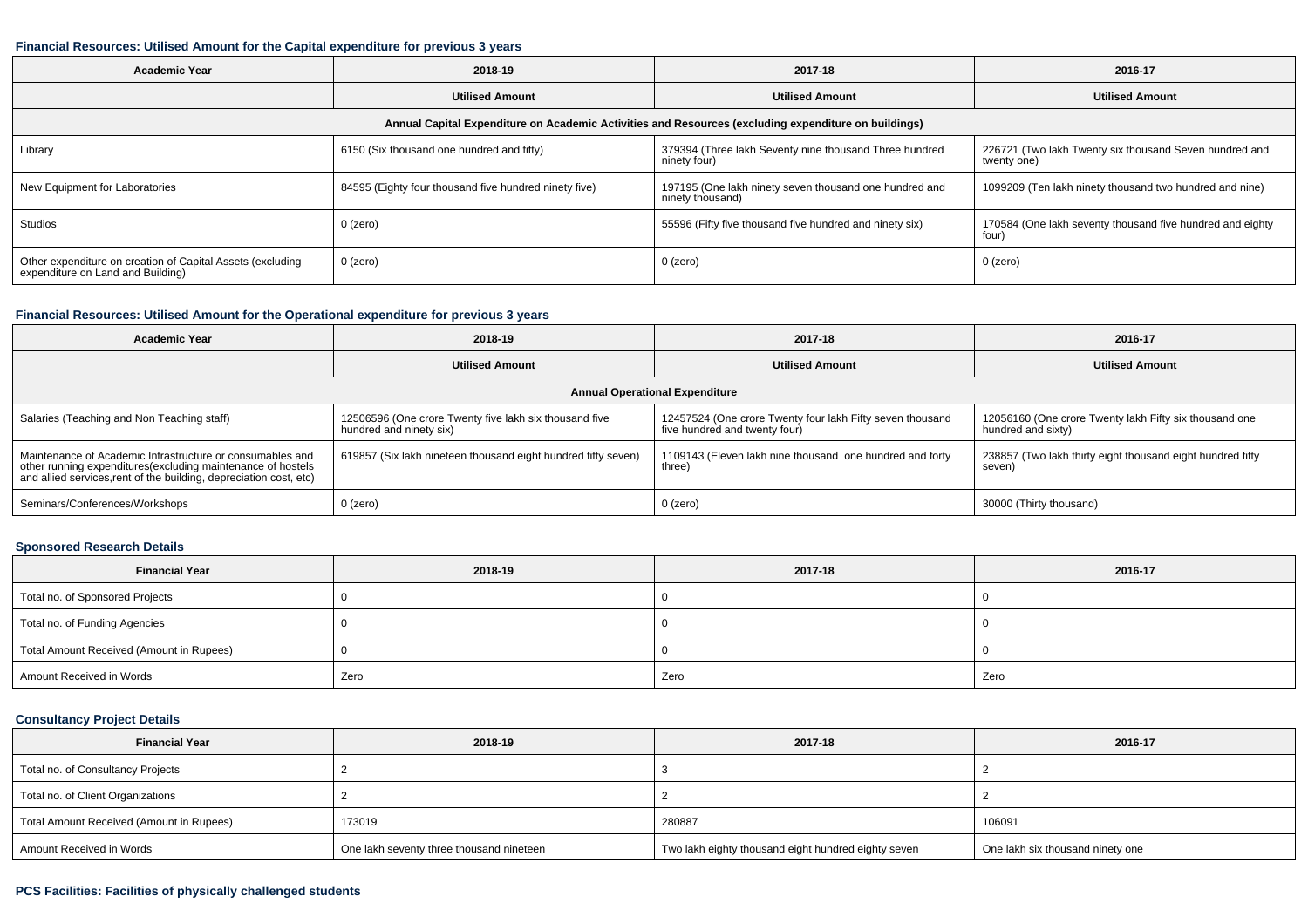### Financial Resources: Utilised Amount for the Capital expenditure for previous 3 years

| Academic Year | 2018-19 | 2017-18 | 2016-17 |
|---|---|---|---|
| | Utilised Amount | Utilised Amount | Utilised Amount |
| Annual Capital Expenditure on Academic Activities and Resources (excluding expenditure on buildings) | | | |
| Library | 6150 (Six thousand one hundred and fifty) | 379394 (Three lakh Seventy nine thousand Three hundred ninety four) | 226721 (Two lakh Twenty six thousand Seven hundred and twenty one) |
| New Equipment for Laboratories | 84595 (Eighty four thousand five hundred ninety five) | 197195 (One lakh ninety seven thousand one hundred and ninety thousand) | 1099209 (Ten lakh ninety thousand two hundred and nine) |
| Studios | 0 (zero) | 55596 (Fifty five thousand five hundred and ninety six) | 170584 (One lakh seventy thousand five hundred and eighty four) |
| Other expenditure on creation of Capital Assets (excluding expenditure on Land and Building) | 0 (zero) | 0 (zero) | 0 (zero) |

### Financial Resources: Utilised Amount for the Operational expenditure for previous 3 years

| Academic Year | 2018-19 | 2017-18 | 2016-17 |
|---|---|---|---|
| | Utilised Amount | Utilised Amount | Utilised Amount |
| Annual Operational Expenditure | | | |
| Salaries (Teaching and Non Teaching staff) | 12506596 (One crore Twenty five lakh six thousand five hundred and ninety six) | 12457524 (One crore Twenty four lakh Fifty seven thousand five hundred and twenty four) | 12056160 (One crore Twenty lakh Fifty six thousand one hundred and sixty) |
| Maintenance of Academic Infrastructure or consumables and other running expenditures(excluding maintenance of hostels and allied services,rent of the building, depreciation cost, etc) | 619857 (Six lakh nineteen thousand eight hundred fifty seven) | 1109143 (Eleven lakh nine thousand one hundred and forty three) | 238857 (Two lakh thirty eight thousand eight hundred fifty seven) |
| Seminars/Conferences/Workshops | 0 (zero) | 0 (zero) | 30000 (Thirty thousand) |

### Sponsored Research Details

| Financial Year | 2018-19 | 2017-18 | 2016-17 |
|---|---|---|---|
| Total no. of Sponsored Projects | 0 | 0 | 0 |
| Total no. of Funding Agencies | 0 | 0 | 0 |
| Total Amount Received (Amount in Rupees) | 0 | 0 | 0 |
| Amount Received in Words | Zero | Zero | Zero |

### Consultancy Project Details

| Financial Year | 2018-19 | 2017-18 | 2016-17 |
|---|---|---|---|
| Total no. of Consultancy Projects | 2 | 3 | 2 |
| Total no. of Client Organizations | 2 | 2 | 2 |
| Total Amount Received (Amount in Rupees) | 173019 | 280887 | 106091 |
| Amount Received in Words | One lakh seventy three thousand nineteen | Two lakh eighty thousand eight hundred eighty seven | One lakh six thousand ninety one |

### PCS Facilities: Facilities of physically challenged students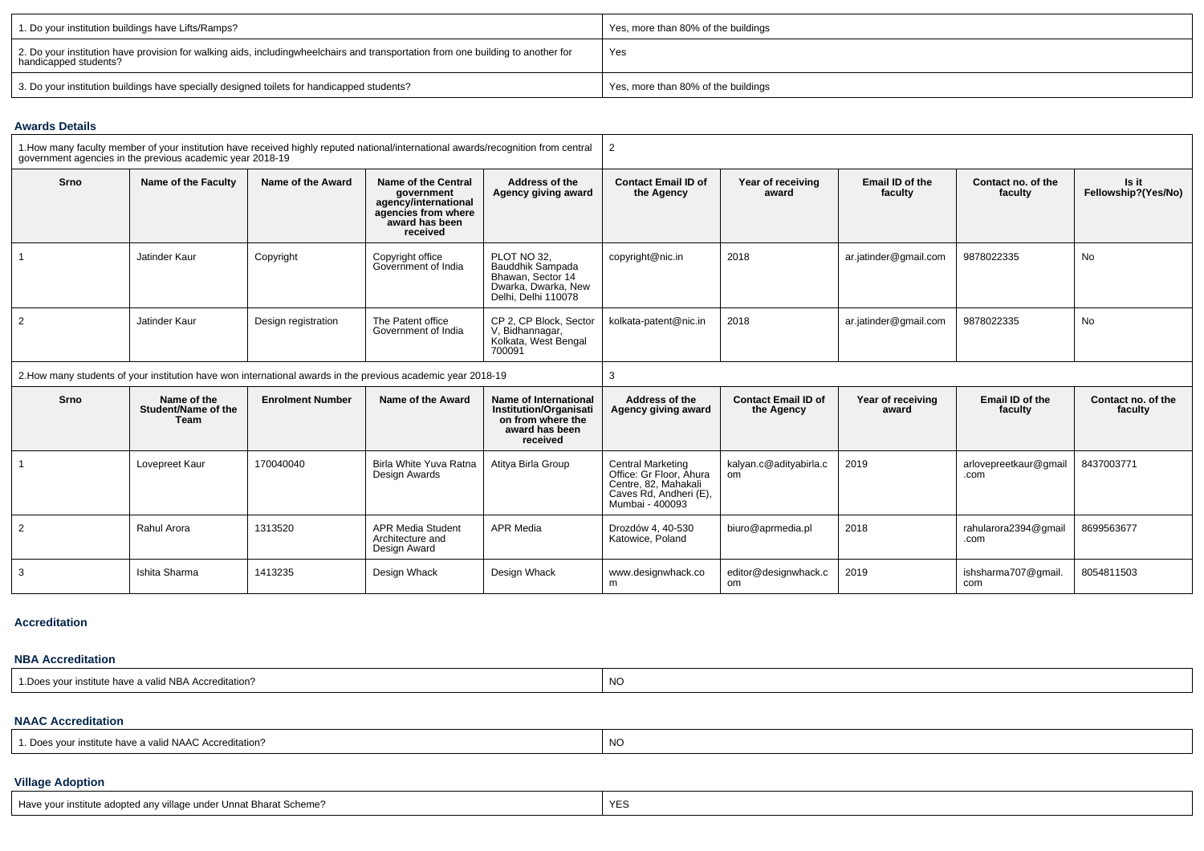| 1. Do your institution buildings have Lifts/Ramps? | Yes, more than 80% of the buildings |
|---|---|
| 2. Do your institution have provision for walking aids, includingwheelchairs and transportation from one building to another for handicapped students? | Yes |
| 3. Do your institution buildings have specially designed toilets for handicapped students? | Yes, more than 80% of the buildings |

### Awards Details

| 1.How many faculty member of your institution have received highly reputed national/international awards/recognition from central government agencies in the previous academic year 2018-19 | | | | | 2 | | | | |
|---|---|---|---|---|---|---|---|---|---|
| **Srno** | **Name of the Faculty** | **Name of the Award** | **Name of the Central government agency/international agencies from where award has been received** | **Address of the Agency giving award** | **Contact Email ID of the Agency** | **Year of receiving award** | **Email ID of the faculty** | **Contact no. of the faculty** | **Is it Fellowship?(Yes/No)** |
| 1 | Jatinder Kaur | Copyright | Copyright office Government of India | PLOT NO 32, Bauddhik Sampada Bhawan, Sector 14 Dwarka, Dwarka, New Delhi, Delhi 110078 | copyright@nic.in | 2018 | ar.jatinder@gmail.com | 9878022335 | No |
| 2 | Jatinder Kaur | Design registration | The Patent office Government of India | CP 2, CP Block, Sector V, Bidhannagar, Kolkata, West Bengal 700091 | kolkata-patent@nic.in | 2018 | ar.jatinder@gmail.com | 9878022335 | No |

| 2.How many students of your institution have won international awards in the previous academic year 2018-19 | | | | | 3 | | | | |
|---|---|---|---|---|---|---|---|---|---|
| **Srno** | **Name of the Student/Name of the Team** | **Enrolment Number** | **Name of the Award** | **Name of International Institution/Organisation from where the award has been received** | **Address of the Agency giving award** | **Contact Email ID of the Agency** | **Year of receiving award** | **Email ID of the faculty** | **Contact no. of the faculty** |
| 1 | Lovepreet Kaur | 170040040 | Birla White Yuva Ratna Design Awards | Atitya Birla Group | Central Marketing Office: Gr Floor, Ahura Centre, 82, Mahakali Caves Rd, Andheri (E), Mumbai - 400093 | kalyan.c@adityabirla.com | 2019 | arlovepreetkaur@gmail.com | 8437003771 |
| 2 | Rahul Arora | 1313520 | APR Media Student Architecture and Design Award | APR Media | Drozdów 4, 40-530 Katowice, Poland | biuro@aprmedia.pl | 2018 | rahularora2394@gmail.com | 8699563677 |
| 3 | Ishita Sharma | 1413235 | Design Whack | Design Whack | www.designwhack.com | editor@designwhack.com | 2019 | ishsharma707@gmail.com | 8054811503 |

### Accreditation

#### NBA Accreditation

| 1.Does your institute have a valid NBA Accreditation? | NO |
|---|---|

#### NAAC Accreditation

| 1. Does your institute have a valid NAAC Accreditation? | NO |
|---|---|

### Village Adoption

| Have your institute adopted any village under Unnat Bharat Scheme? | YES |
|---|---|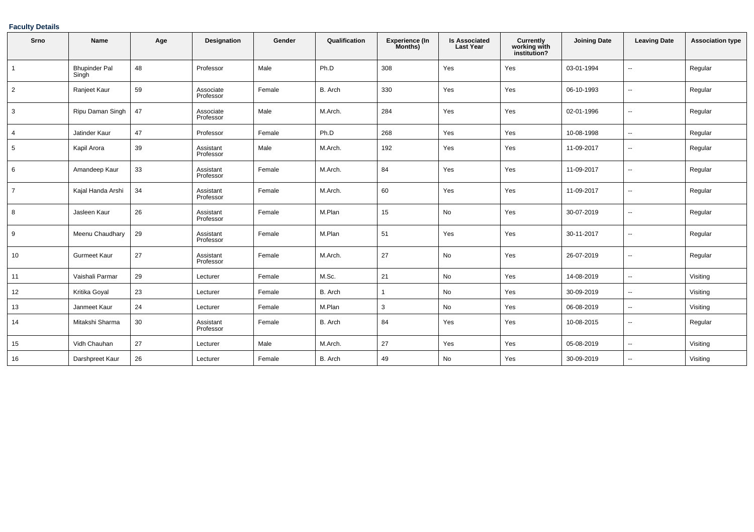**Faculty Details**

| Srno | Name | Age | Designation | Gender | Qualification | Experience (In Months) | Is Associated Last Year | Currently working with institution? | Joining Date | Leaving Date | Association type |
|---|---|---|---|---|---|---|---|---|---|---|---|
| 1 | Bhupinder Pal Singh | 48 | Professor | Male | Ph.D | 308 | Yes | Yes | 03-01-1994 | -- | Regular |
| 2 | Ranjeet Kaur | 59 | Associate Professor | Female | B. Arch | 330 | Yes | Yes | 06-10-1993 | -- | Regular |
| 3 | Ripu Daman Singh | 47 | Associate Professor | Male | M.Arch. | 284 | Yes | Yes | 02-01-1996 | -- | Regular |
| 4 | Jatinder Kaur | 47 | Professor | Female | Ph.D | 268 | Yes | Yes | 10-08-1998 | -- | Regular |
| 5 | Kapil Arora | 39 | Assistant Professor | Male | M.Arch. | 192 | Yes | Yes | 11-09-2017 | -- | Regular |
| 6 | Amandeep Kaur | 33 | Assistant Professor | Female | M.Arch. | 84 | Yes | Yes | 11-09-2017 | -- | Regular |
| 7 | Kajal Handa Arshi | 34 | Assistant Professor | Female | M.Arch. | 60 | Yes | Yes | 11-09-2017 | -- | Regular |
| 8 | Jasleen Kaur | 26 | Assistant Professor | Female | M.Plan | 15 | No | Yes | 30-07-2019 | -- | Regular |
| 9 | Meenu Chaudhary | 29 | Assistant Professor | Female | M.Plan | 51 | Yes | Yes | 30-11-2017 | -- | Regular |
| 10 | Gurmeet Kaur | 27 | Assistant Professor | Female | M.Arch. | 27 | No | Yes | 26-07-2019 | -- | Regular |
| 11 | Vaishali Parmar | 29 | Lecturer | Female | M.Sc. | 21 | No | Yes | 14-08-2019 | -- | Visiting |
| 12 | Kritika Goyal | 23 | Lecturer | Female | B. Arch | 1 | No | Yes | 30-09-2019 | -- | Visiting |
| 13 | Janmeet Kaur | 24 | Lecturer | Female | M.Plan | 3 | No | Yes | 06-08-2019 | -- | Visiting |
| 14 | Mitakshi Sharma | 30 | Assistant Professor | Female | B. Arch | 84 | Yes | Yes | 10-08-2015 | -- | Regular |
| 15 | Vidh Chauhan | 27 | Lecturer | Male | M.Arch. | 27 | Yes | Yes | 05-08-2019 | -- | Visiting |
| 16 | Darshpreet Kaur | 26 | Lecturer | Female | B. Arch | 49 | No | Yes | 30-09-2019 | -- | Visiting |